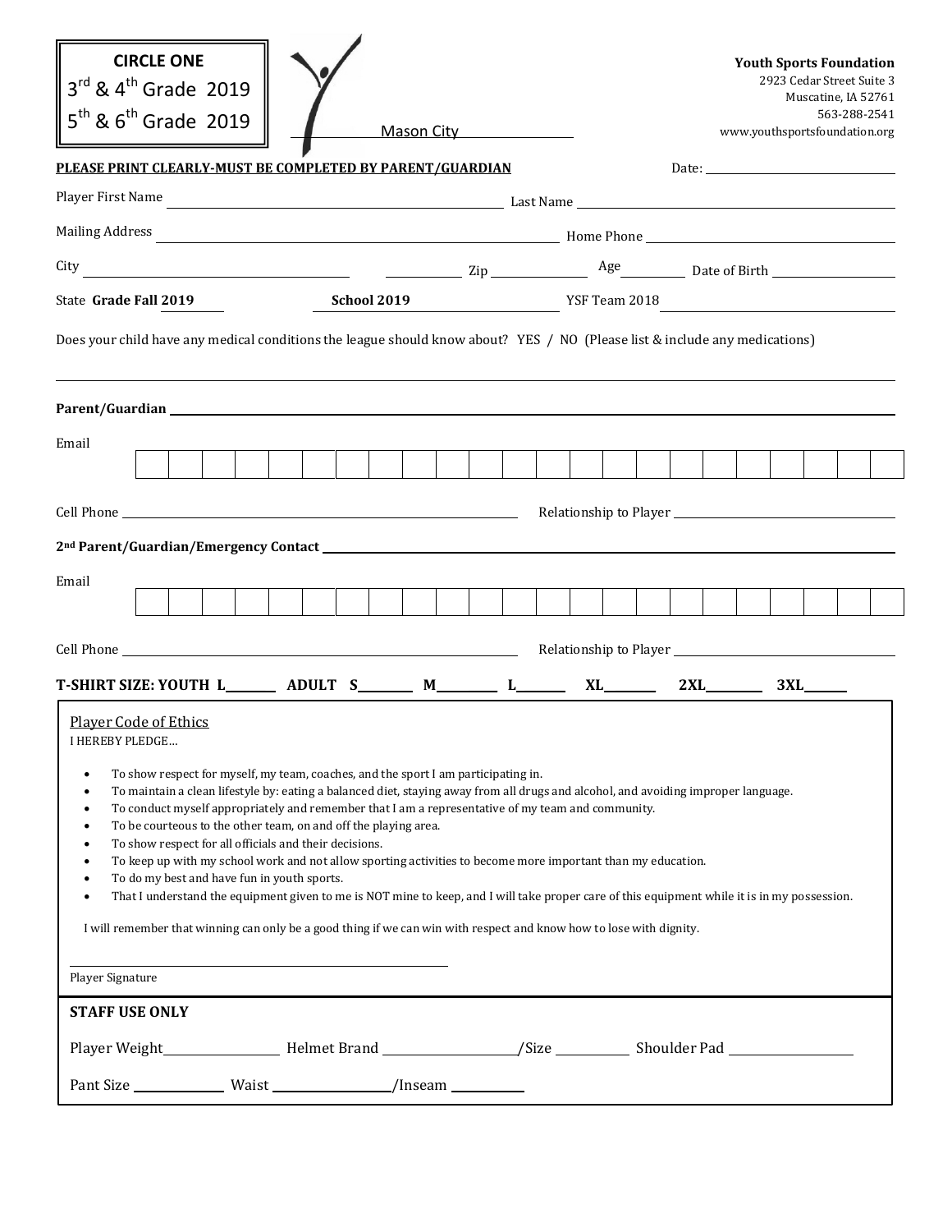**CIRCLE ONE**

3rd & 4th Grade 2019

5th & 6th Grade 2019

Mason City

**Youth Sports Foundation**
2923 Cedar Street Suite 3
Muscatine, IA 52761
563-288-2541
www.youthsportsfoundation.org

**PLEASE PRINT CLEARLY-MUST BE COMPLETED BY PARENT/GUARDIAN**

Date: ____________________

Player First Name ______________________________ Last Name ______________________________

Mailing Address ______________________________ Home Phone ______________________________

City ____________________ ____________ Zip ____________ Age ________ Date of Birth ____________

State **Grade Fall 2019** ________ **School 2019** ____________________ YSF Team 2018 ____________________

Does your child have any medical conditions the league should know about? YES / NO (Please list & include any medications)

______________________________________________________________________________

**Parent/Guardian** ______________________________________________________________________________

Email

| | | | | | | | | | | | | | | | | | | | | | | | |
|---|---|---|---|---|---|---|---|---|---|---|---|---|---|---|---|---|---|---|---|---|---|---|---|

Cell Phone ______________________________ Relationship to Player ______________________________

**2nd Parent/Guardian/Emergency Contact** ______________________________________________________

Email

| | | | | | | | | | | | | | | | | | | | | | | | |
|---|---|---|---|---|---|---|---|---|---|---|---|---|---|---|---|---|---|---|---|---|---|---|---|

Cell Phone ______________________________ Relationship to Player ______________________________

**T-SHIRT SIZE: YOUTH L________ ADULT S________ M________ L________ XL________ 2XL________ 3XL________**

Player Code of Ethics

I HEREBY PLEDGE…

- To show respect for myself, my team, coaches, and the sport I am participating in.
- To maintain a clean lifestyle by: eating a balanced diet, staying away from all drugs and alcohol, and avoiding improper language.
- To conduct myself appropriately and remember that I am a representative of my team and community.
- To be courteous to the other team, on and off the playing area.
- To show respect for all officials and their decisions.
- To keep up with my school work and not allow sporting activities to become more important than my education.
- To do my best and have fun in youth sports.
- That I understand the equipment given to me is NOT mine to keep, and I will take proper care of this equipment while it is in my possession.

I will remember that winning can only be a good thing if we can win with respect and know how to lose with dignity.

______________________________________________
Player Signature

**STAFF USE ONLY**

Player Weight______________ Helmet Brand ______________/Size __________ Shoulder Pad ______________

Pant Size ____________ Waist ______________/Inseam __________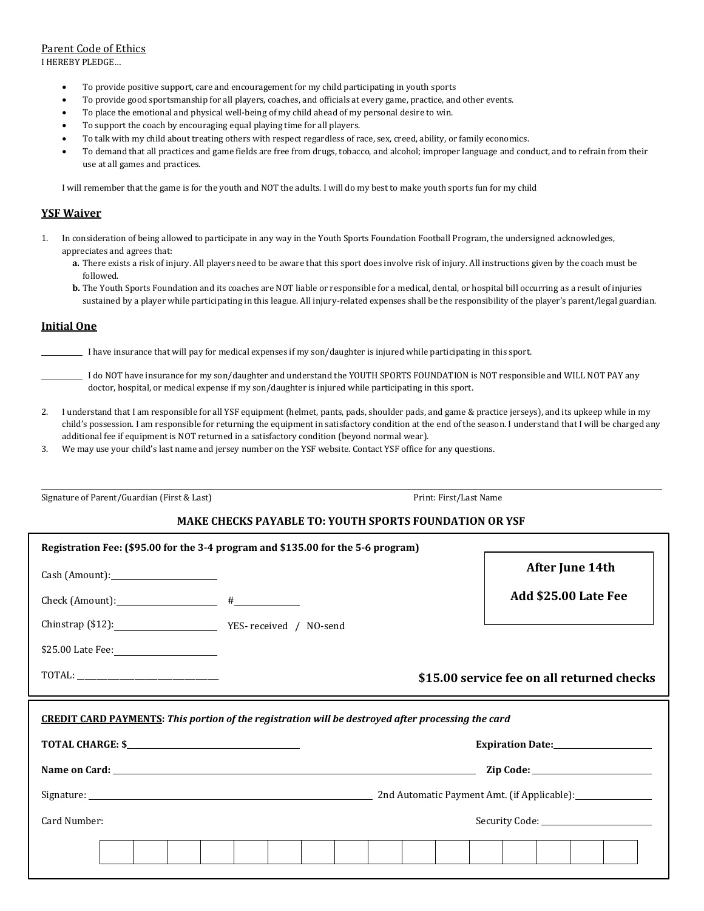Parent Code of Ethics

I HEREBY PLEDGE…

- To provide positive support, care and encouragement for my child participating in youth sports
- To provide good sportsmanship for all players, coaches, and officials at every game, practice, and other events.
- To place the emotional and physical well-being of my child ahead of my personal desire to win.
- To support the coach by encouraging equal playing time for all players.
- To talk with my child about treating others with respect regardless of race, sex, creed, ability, or family economics.
- To demand that all practices and game fields are free from drugs, tobacco, and alcohol; improper language and conduct, and to refrain from their use at all games and practices.

I will remember that the game is for the youth and NOT the adults. I will do my best to make youth sports fun for my child

## YSF Waiver

1. In consideration of being allowed to participate in any way in the Youth Sports Foundation Football Program, the undersigned acknowledges, appreciates and agrees that:
   **a.** There exists a risk of injury. All players need to be aware that this sport does involve risk of injury. All instructions given by the coach must be followed.
   **b.** The Youth Sports Foundation and its coaches are NOT liable or responsible for a medical, dental, or hospital bill occurring as a result of injuries sustained by a player while participating in this league. All injury-related expenses shall be the responsibility of the player's parent/legal guardian.

## Initial One

__________ I have insurance that will pay for medical expenses if my son/daughter is injured while participating in this sport.

__________ I do NOT have insurance for my son/daughter and understand the YOUTH SPORTS FOUNDATION is NOT responsible and WILL NOT PAY any doctor, hospital, or medical expense if my son/daughter is injured while participating in this sport.

2. I understand that I am responsible for all YSF equipment (helmet, pants, pads, shoulder pads, and game & practice jerseys), and its upkeep while in my child's possession. I am responsible for returning the equipment in satisfactory condition at the end of the season. I understand that I will be charged any additional fee if equipment is NOT returned in a satisfactory condition (beyond normal wear).
3. We may use your child's last name and jersey number on the YSF website. Contact YSF office for any questions.

Signature of Parent/Guardian (First & Last) ____________________ Print: First/Last Name ____________________

**MAKE CHECKS PAYABLE TO: YOUTH SPORTS FOUNDATION OR YSF**

**Registration Fee: ($95.00 for the 3-4 program and $135.00 for the 5-6 program)**

Cash (Amount): __________

Check (Amount): __________ # __________

Chinstrap ($12): __________ YES- received / NO-send

$25.00 Late Fee: __________

TOTAL: __________

**After June 14th**

**Add $25.00 Late Fee**

**$15.00 service fee on all returned checks**

**CREDIT CARD PAYMENTS:** ***This portion of the registration will be destroyed after processing the card***

**TOTAL CHARGE: $** __________ **Expiration Date:** __________

**Name on Card:** __________ **Zip Code:** __________

Signature: __________ 2nd Automatic Payment Amt. (if Applicable): __________

Card Number: Security Code: __________

| | | | | | | | | | | | | | | | |
|---|---|---|---|---|---|---|---|---|---|---|---|---|---|---|---|
| | | | | | | | | | | | | | | | |